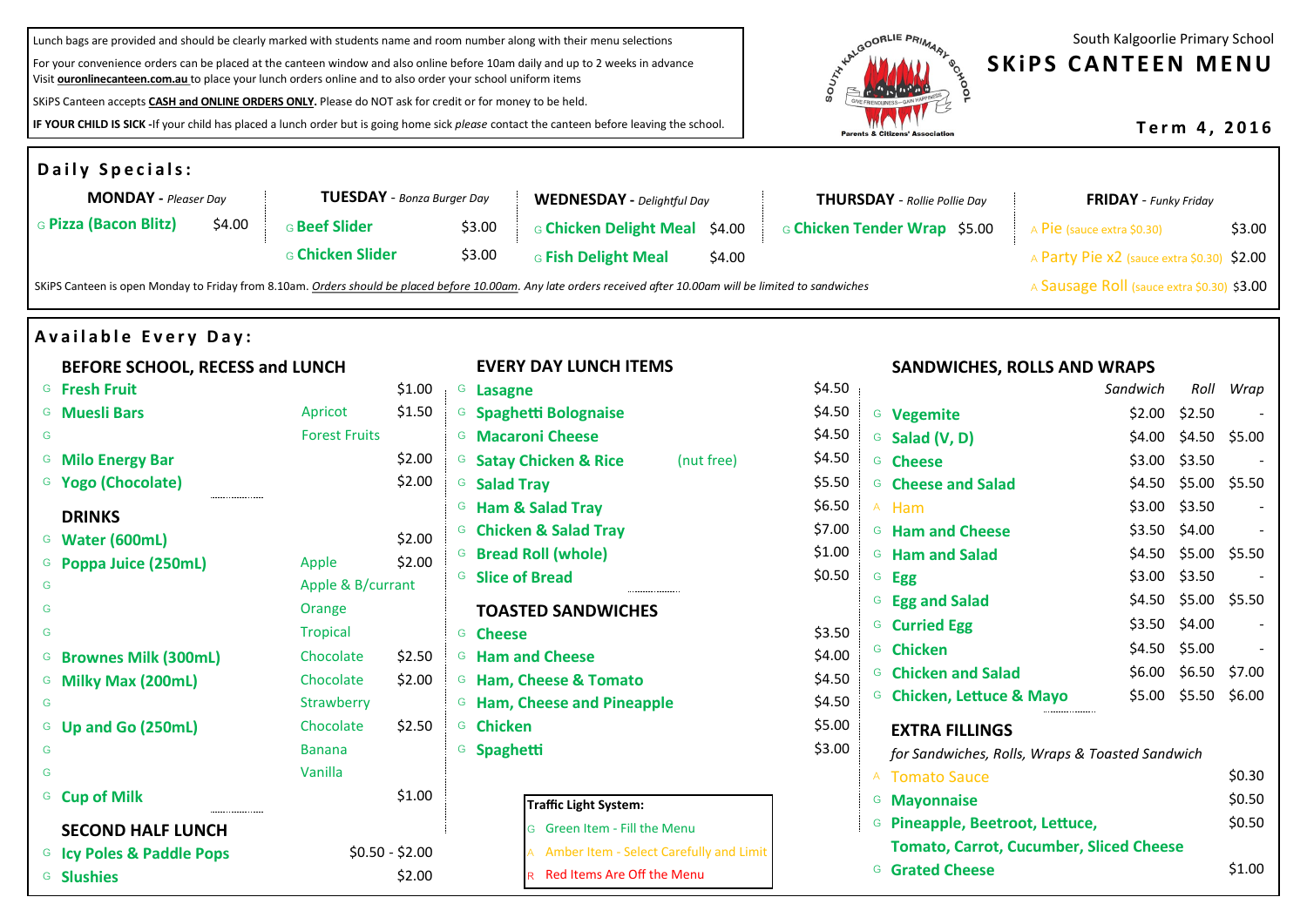Lunch bags are provided and should be clearly marked with students name and room number along with their menu selections

For your convenience orders can be placed at the canteen window and also online before 10am daily and up to 2 weeks in advance
Visit **ouronlinecanteen.com.au** to place your lunch orders online and to also order your school uniform items

SKiPS Canteen accepts **CASH and ONLINE ORDERS ONLY.** Please do NOT ask for credit or for money to be held.

**IF YOUR CHILD IS SICK -** If your child has placed a lunch order but is going home sick *please* contact the canteen before leaving the school.

South Kalgoorlie Primary School

# SKiPS CANTEEN MENU

**Term 4, 2016**

## Daily Specials:

**MONDAY** - *Pleaser Day*

| | Item | Price |
|---|---|---|
| G | Pizza (Bacon Blitz) | $4.00 |

**TUESDAY** - *Bonza Burger Day*

| | Item | Price |
|---|---|---|
| G | Beef Slider | $3.00 |
| G | Chicken Slider | $3.00 |

**WEDNESDAY** - *Delightful Day*

| | Item | Price |
|---|---|---|
| G | Chicken Delight Meal | $4.00 |
| G | Fish Delight Meal | $4.00 |

**THURSDAY** - *Rollie Pollie Day*

| | Item | Price |
|---|---|---|
| G | Chicken Tender Wrap | $5.00 |

**FRIDAY** - *Funky Friday*

| | Item | Price |
|---|---|---|
| A | Pie (sauce extra $0.30) | $3.00 |
| A | Party Pie x2 (sauce extra $0.30) | $2.00 |
| A | Sausage Roll (sauce extra $0.30) | $3.00 |

SKiPS Canteen is open Monday to Friday from 8.10am. *Orders should be placed before 10.00am*. *Any late orders received after 10.00am will be limited to sandwiches*

## Available Every Day:

### BEFORE SCHOOL, RECESS and LUNCH

| | Item | Variety | Price |
|---|---|---|---|
| G | Fresh Fruit | | $1.00 |
| G | Muesli Bars | Apricot | $1.50 |
| G | | Forest Fruits | |
| G | Milo Energy Bar | | $2.00 |
| G | Yogo (Chocolate) | | $2.00 |

### DRINKS

| | Item | Variety | Price |
|---|---|---|---|
| G | Water (600mL) | | $2.00 |
| G | Poppa Juice (250mL) | Apple | $2.00 |
| G | | Apple & B/currant | |
| G | | Orange | |
| G | | Tropical | |
| G | Brownes Milk (300mL) | Chocolate | $2.50 |
| G | Milky Max (200mL) | Chocolate | $2.00 |
| G | | Strawberry | |
| G | Up and Go (250mL) | Chocolate | $2.50 |
| G | | Banana | |
| G | | Vanilla | |
| G | Cup of Milk | | $1.00 |

### SECOND HALF LUNCH

| | Item | Price |
|---|---|---|
| G | Icy Poles & Paddle Pops | $0.50 - $2.00 |
| G | Slushies | $2.00 |

### EVERY DAY LUNCH ITEMS

| | Item | Price |
|---|---|---|
| G | Lasagne | $4.50 |
| G | Spaghetti Bolognaise | $4.50 |
| G | Macaroni Cheese | $4.50 |
| G | Satay Chicken & Rice (nut free) | $4.50 |
| G | Salad Tray | $5.50 |
| G | Ham & Salad Tray | $6.50 |
| G | Chicken & Salad Tray | $7.00 |
| G | Bread Roll (whole) | $1.00 |
| G | Slice of Bread | $0.50 |

### TOASTED SANDWICHES

| | Item | Price |
|---|---|---|
| G | Cheese | $3.50 |
| G | Ham and Cheese | $4.00 |
| G | Ham, Cheese & Tomato | $4.50 |
| G | Ham, Cheese and Pineapple | $4.50 |
| G | Chicken | $5.00 |
| G | Spaghetti | $3.00 |

**Traffic Light System:**

- G Green Item - Fill the Menu
- A Amber Item - Select Carefully and Limit
- R Red Items Are Off the Menu

### SANDWICHES, ROLLS AND WRAPS

| | Item | *Sandwich* | *Roll* | *Wrap* |
|---|---|---|---|---|
| G | Vegemite | $2.00 | $2.50 | - |
| G | Salad (V, D) | $4.00 | $4.50 | $5.00 |
| G | Cheese | $3.00 | $3.50 | - |
| G | Cheese and Salad | $4.50 | $5.00 | $5.50 |
| A | Ham | $3.00 | $3.50 | - |
| G | Ham and Cheese | $3.50 | $4.00 | - |
| G | Ham and Salad | $4.50 | $5.00 | $5.50 |
| G | Egg | $3.00 | $3.50 | - |
| G | Egg and Salad | $4.50 | $5.00 | $5.50 |
| G | Curried Egg | $3.50 | $4.00 | - |
| G | Chicken | $4.50 | $5.00 | - |
| G | Chicken and Salad | $6.00 | $6.50 | $7.00 |
| G | Chicken, Lettuce & Mayo | $5.00 | $5.50 | $6.00 |

### EXTRA FILLINGS

*for Sandwiches, Rolls, Wraps & Toasted Sandwich*

| | Item | Price |
|---|---|---|
| A | Tomato Sauce | $0.30 |
| G | Mayonnaise | $0.50 |
| G | Pineapple, Beetroot, Lettuce, Tomato, Carrot, Cucumber, Sliced Cheese | $0.50 |
| G | Grated Cheese | $1.00 |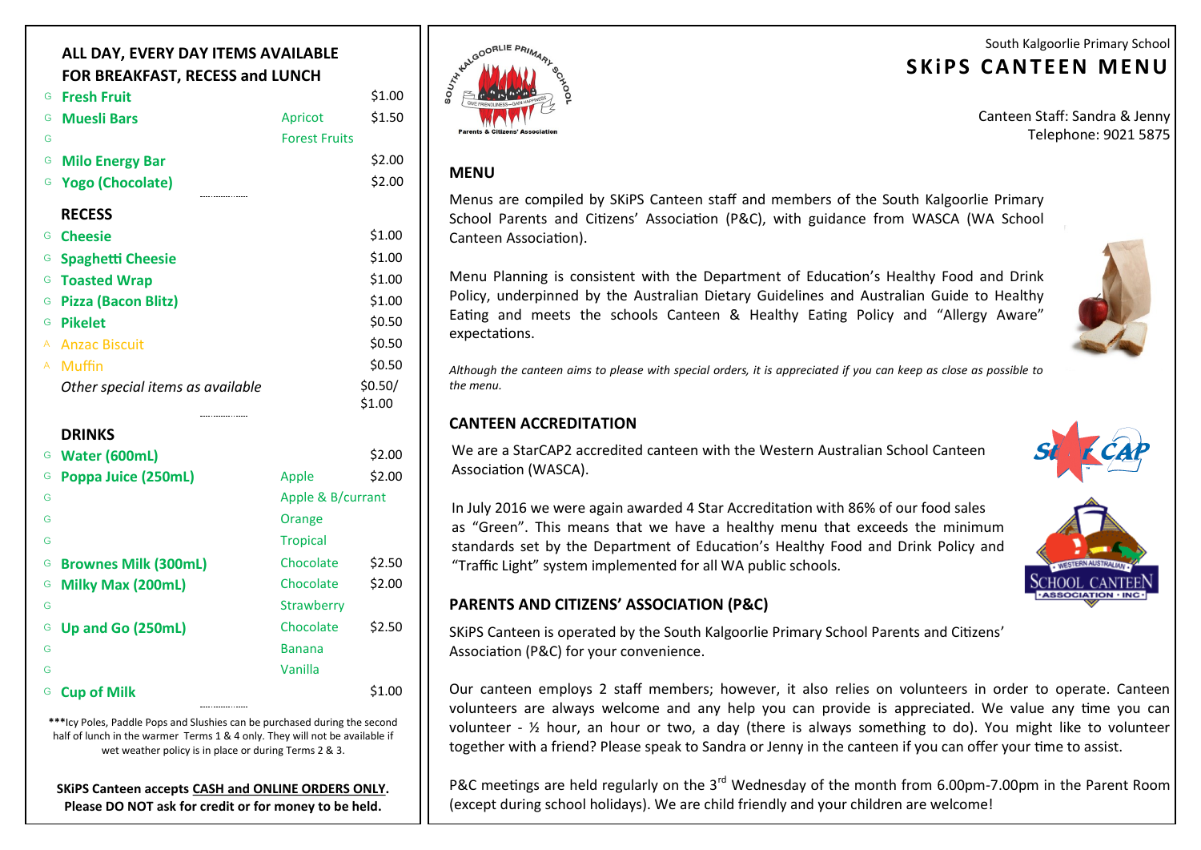## ALL DAY, EVERY DAY ITEMS AVAILABLE FOR BREAKFAST, RECESS and LUNCH

| | | | |
|---|---|---|---|
| G | **Fresh Fruit** | | $1.00 |
| G | **Muesli Bars** | Apricot | $1.50 |
| G | | Forest Fruits | |
| G | **Milo Energy Bar** | | $2.00 |
| G | **Yogo (Chocolate)** | | $2.00 |

### RECESS

| | | | |
|---|---|---|---|
| G | **Cheesie** | | $1.00 |
| G | **Spaghetti Cheesie** | | $1.00 |
| G | **Toasted Wrap** | | $1.00 |
| G | **Pizza (Bacon Blitz)** | | $1.00 |
| G | **Pikelet** | | $0.50 |
| A | Anzac Biscuit | | $0.50 |
| A | Muffin | | $0.50 |
| | *Other special items as available* | | $0.50/ $1.00 |

### DRINKS

| | | | |
|---|---|---|---|
| G | **Water (600mL)** | | $2.00 |
| G | **Poppa Juice (250mL)** | Apple | $2.00 |
| G | | Apple & B/currant | |
| G | | Orange | |
| G | | Tropical | |
| G | **Brownes Milk (300mL)** | Chocolate | $2.50 |
| G | **Milky Max (200mL)** | Chocolate | $2.00 |
| G | | Strawberry | |
| G | **Up and Go (250mL)** | Chocolate | $2.50 |
| G | | Banana | |
| G | | Vanilla | |
| G | **Cup of Milk** | | $1.00 |

**\*\*\***Icy Poles, Paddle Pops and Slushies can be purchased during the second half of lunch in the warmer Terms 1 & 4 only. They will not be available if wet weather policy is in place or during Terms 2 & 3.

**SKiPS Canteen accepts CASH and ONLINE ORDERS ONLY. Please DO NOT ask for credit or for money to be held.**

South Kalgoorlie Primary School

# SKiPS CANTEEN MENU

Canteen Staff: Sandra & Jenny
Telephone: 9021 5875

## MENU

Menus are compiled by SKiPS Canteen staff and members of the South Kalgoorlie Primary School Parents and Citizens' Association (P&C), with guidance from WASCA (WA School Canteen Association).

Menu Planning is consistent with the Department of Education's Healthy Food and Drink Policy, underpinned by the Australian Dietary Guidelines and Australian Guide to Healthy Eating and meets the schools Canteen & Healthy Eating Policy and "Allergy Aware" expectations.

*Although the canteen aims to please with special orders, it is appreciated if you can keep as close as possible to the menu.*

## CANTEEN ACCREDITATION

We are a StarCAP2 accredited canteen with the Western Australian School Canteen Association (WASCA).

In July 2016 we were again awarded 4 Star Accreditation with 86% of our food sales as "Green". This means that we have a healthy menu that exceeds the minimum standards set by the Department of Education's Healthy Food and Drink Policy and "Traffic Light" system implemented for all WA public schools.

## PARENTS AND CITIZENS' ASSOCIATION (P&C)

SKiPS Canteen is operated by the South Kalgoorlie Primary School Parents and Citizens' Association (P&C) for your convenience.

Our canteen employs 2 staff members; however, it also relies on volunteers in order to operate. Canteen volunteers are always welcome and any help you can provide is appreciated. We value any time you can volunteer - ½ hour, an hour or two, a day (there is always something to do). You might like to volunteer together with a friend? Please speak to Sandra or Jenny in the canteen if you can offer your time to assist.

P&C meetings are held regularly on the 3rd Wednesday of the month from 6.00pm-7.00pm in the Parent Room (except during school holidays). We are child friendly and your children are welcome!